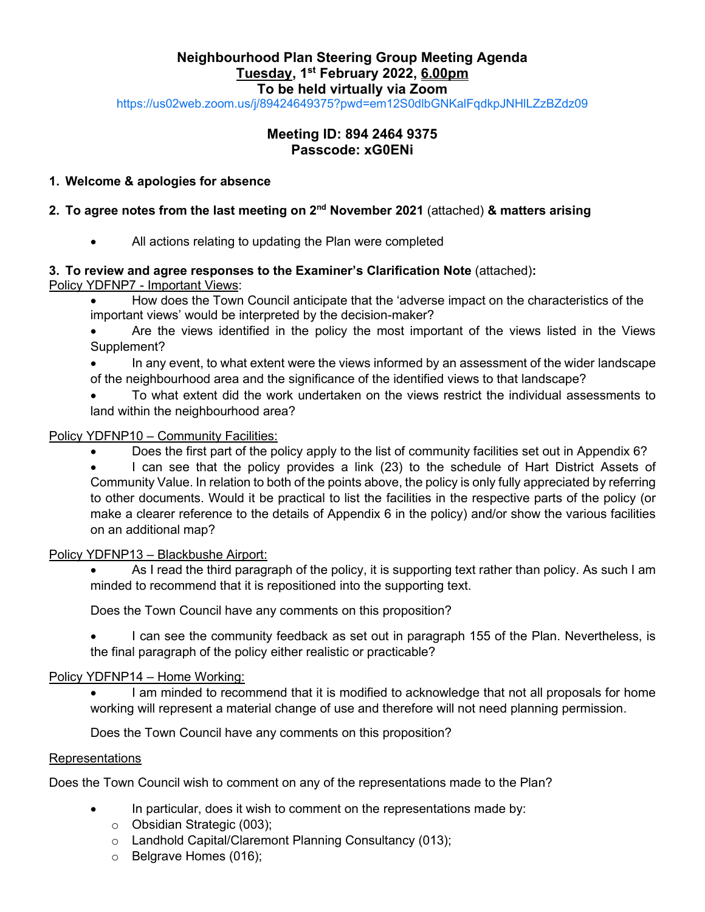# Neighbourhood Plan Steering Group Meeting Agenda

**Tuesday, 1st February 2022, 6.00pm**

**To be held virtually via Zoom**

https://us02web.zoom.us/j/89424649375?pwd=em12S0dlbGNKalFqdkpJNHlLZzBZdz09

**Meeting ID: 894 2464 9375**
**Passcode: xG0ENi**

1. **Welcome & apologies for absence**

2. **To agree notes from the last meeting on 2nd November 2021** (attached) **& matters arising**

   - All actions relating to updating the Plan were completed

3. **To review and agree responses to the Examiner's Clarification Note** (attached)**:**

Policy YDFNP7 - Important Views:

- How does the Town Council anticipate that the 'adverse impact on the characteristics of the important views' would be interpreted by the decision-maker?
- Are the views identified in the policy the most important of the views listed in the Views Supplement?
- In any event, to what extent were the views informed by an assessment of the wider landscape of the neighbourhood area and the significance of the identified views to that landscape?
- To what extent did the work undertaken on the views restrict the individual assessments to land within the neighbourhood area?

Policy YDFNP10 – Community Facilities:

- Does the first part of the policy apply to the list of community facilities set out in Appendix 6?
- I can see that the policy provides a link (23) to the schedule of Hart District Assets of Community Value. In relation to both of the points above, the policy is only fully appreciated by referring to other documents. Would it be practical to list the facilities in the respective parts of the policy (or make a clearer reference to the details of Appendix 6 in the policy) and/or show the various facilities on an additional map?

Policy YDFNP13 – Blackbushe Airport:

- As I read the third paragraph of the policy, it is supporting text rather than policy. As such I am minded to recommend that it is repositioned into the supporting text.

  Does the Town Council have any comments on this proposition?

- I can see the community feedback as set out in paragraph 155 of the Plan. Nevertheless, is the final paragraph of the policy either realistic or practicable?

Policy YDFNP14 – Home Working:

- I am minded to recommend that it is modified to acknowledge that not all proposals for home working will represent a material change of use and therefore will not need planning permission.

  Does the Town Council have any comments on this proposition?

Representations

Does the Town Council wish to comment on any of the representations made to the Plan?

- In particular, does it wish to comment on the representations made by:
  - Obsidian Strategic (003);
  - Landhold Capital/Claremont Planning Consultancy (013);
  - Belgrave Homes (016);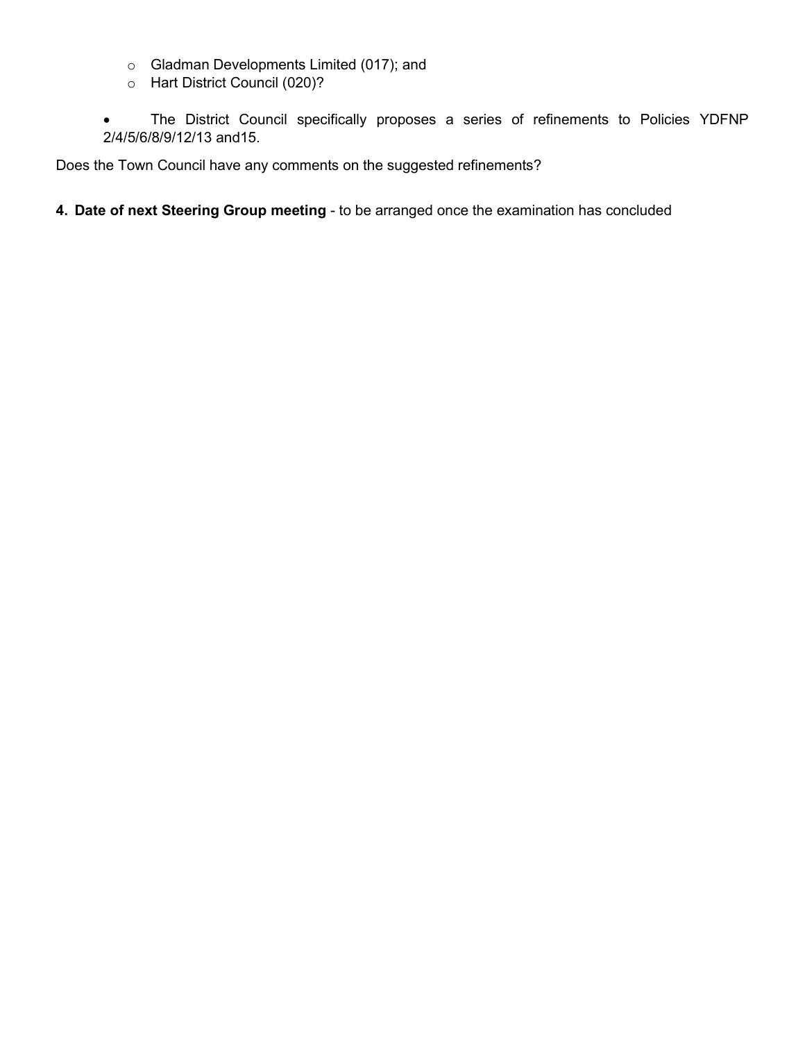- Gladman Developments Limited (017); and
- Hart District Council (020)?

- The District Council specifically proposes a series of refinements to Policies YDFNP 2/4/5/6/8/9/12/13 and15.

Does the Town Council have any comments on the suggested refinements?

4. **Date of next Steering Group meeting** - to be arranged once the examination has concluded